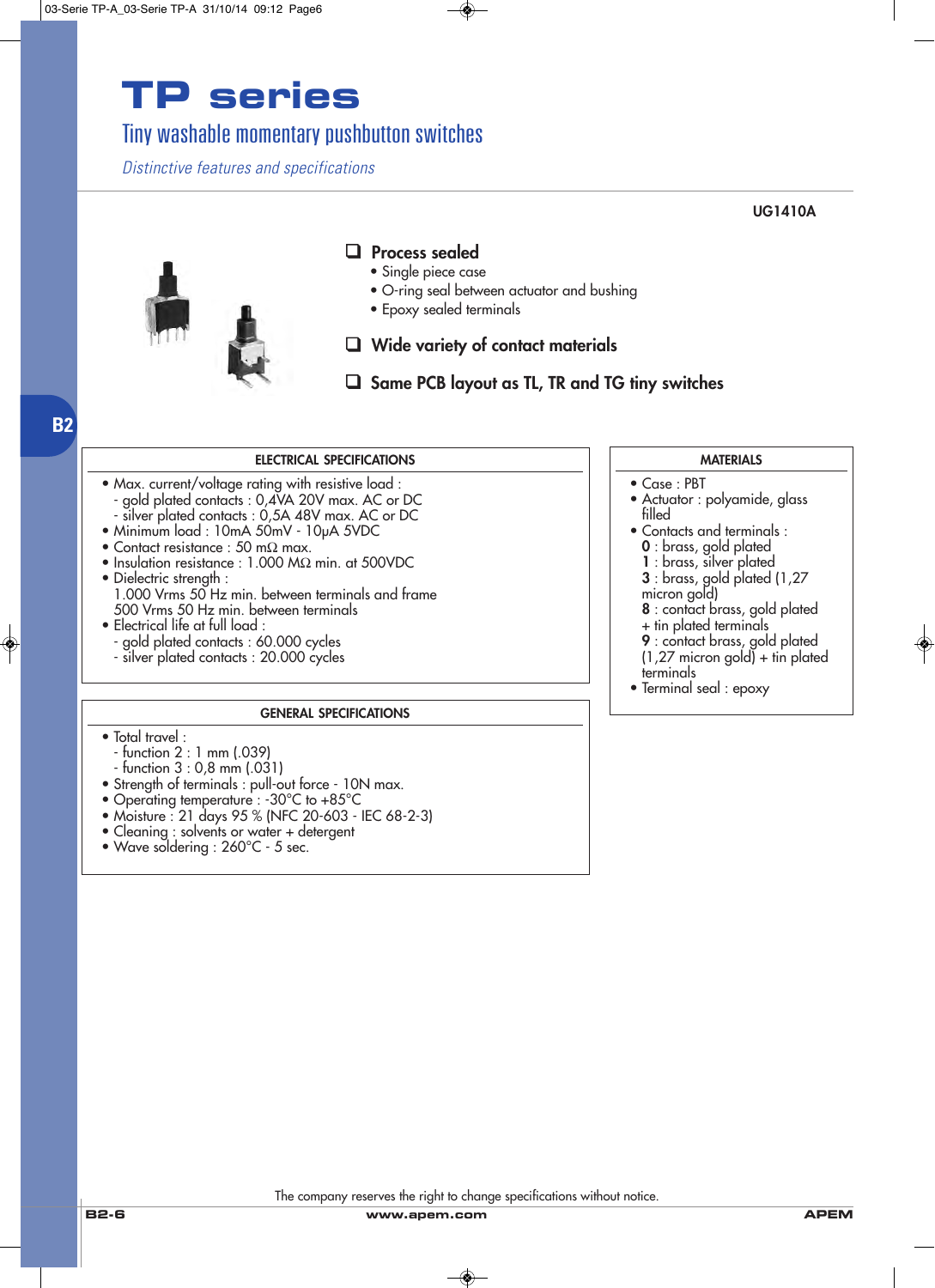# TP series

## Tiny washable momentary pushbutton switches

*Distinctive features and specifications*

UG1410A

- **Process sealed**
  - Single piece case
  - O-ring seal between actuator and bushing
  - Epoxy sealed terminals
- **Wide variety of contact materials**
- **Same PCB layout as TL, TR and TG tiny switches**

B2

### ELECTRICAL SPECIFICATIONS

- Max. current/voltage rating with resistive load :
  - gold plated contacts : 0,4VA 20V max. AC or DC
  - silver plated contacts : 0,5A 48V max. AC or DC
- Minimum load : 10mA 50mV - 10µA 5VDC
- Contact resistance : 50 mΩ max.
- Insulation resistance : 1.000 MΩ min. at 500VDC
- Dielectric strength :
  1.000 Vrms 50 Hz min. between terminals and frame
  500 Vrms 50 Hz min. between terminals
- Electrical life at full load :
  - gold plated contacts : 60.000 cycles
  - silver plated contacts : 20.000 cycles

### MATERIALS

- Case : PBT
- Actuator : polyamide, glass filled
- Contacts and terminals :
  **0** : brass, gold plated
  **1** : brass, silver plated
  **3** : brass, gold plated (1,27 micron gold)
  **8** : contact brass, gold plated + tin plated terminals
  **9** : contact brass, gold plated (1,27 micron gold) + tin plated terminals
- Terminal seal : epoxy

### GENERAL SPECIFICATIONS

- Total travel :
  - function 2 : 1 mm (.039)
  - function 3 : 0,8 mm (.031)
- Strength of terminals : pull-out force - 10N max.
- Operating temperature : -30°C to +85°C
- Moisture : 21 days 95 % (NFC 20-603 - IEC 68-2-3)
- Cleaning : solvents or water + detergent
- Wave soldering : 260°C - 5 sec.

The company reserves the right to change specifications without notice.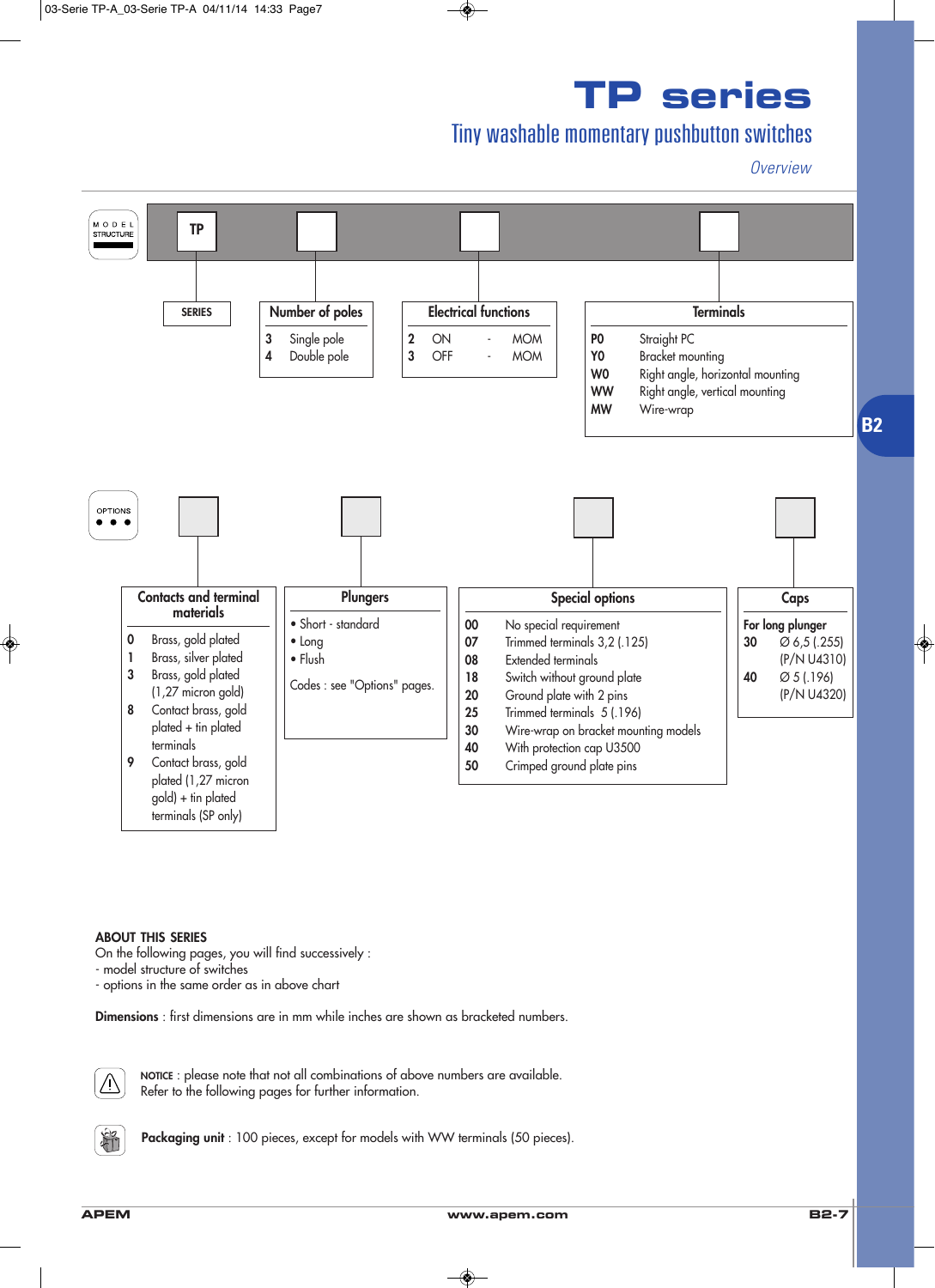# TP series

## Tiny washable momentary pushbutton switches

*Overview*

### MODEL STRUCTURE

TP | ☐ | ☐ | ☐

**SERIES**

**Number of poles**

| Code | Description |
|---|---|
| 3 | Single pole |
| 4 | Double pole |

**Electrical functions**

| Code | Function | | |
|---|---|---|---|
| 2 | ON | - | MOM |
| 3 | OFF | - | MOM |

**Terminals**

| Code | Description |
|---|---|
| P0 | Straight PC |
| Y0 | Bracket mounting |
| W0 | Right angle, horizontal mounting |
| WW | Right angle, vertical mounting |
| MW | Wire-wrap |

### OPTIONS

**Contacts and terminal materials**

| Code | Description |
|---|---|
| 0 | Brass, gold plated |
| 1 | Brass, silver plated |
| 3 | Brass, gold plated (1,27 micron gold) |
| 8 | Contact brass, gold plated + tin plated terminals |
| 9 | Contact brass, gold plated (1,27 micron gold) + tin plated terminals (SP only) |

**Plungers**

- Short - standard
- Long
- Flush

Codes : see "Options" pages.

**Special options**

| Code | Description |
|---|---|
| 00 | No special requirement |
| 07 | Trimmed terminals 3,2 (.125) |
| 08 | Extended terminals |
| 18 | Switch without ground plate |
| 20 | Ground plate with 2 pins |
| 25 | Trimmed terminals 5 (.196) |
| 30 | Wire-wrap on bracket mounting models |
| 40 | With protection cap U3500 |
| 50 | Crimped ground plate pins |

**Caps**

For long plunger

| Code | Description |
|---|---|
| 30 | Ø 6,5 (.255) (P/N U4310) |
| 40 | Ø 5 (.196) (P/N U4320) |

**ABOUT THIS SERIES**
On the following pages, you will find successively :
- model structure of switches
- options in the same order as in above chart

**Dimensions** : first dimensions are in mm while inches are shown as bracketed numbers.

NOTICE : please note that not all combinations of above numbers are available.
Refer to the following pages for further information.

**Packaging unit** : 100 pieces, except for models with WW terminals (50 pieces).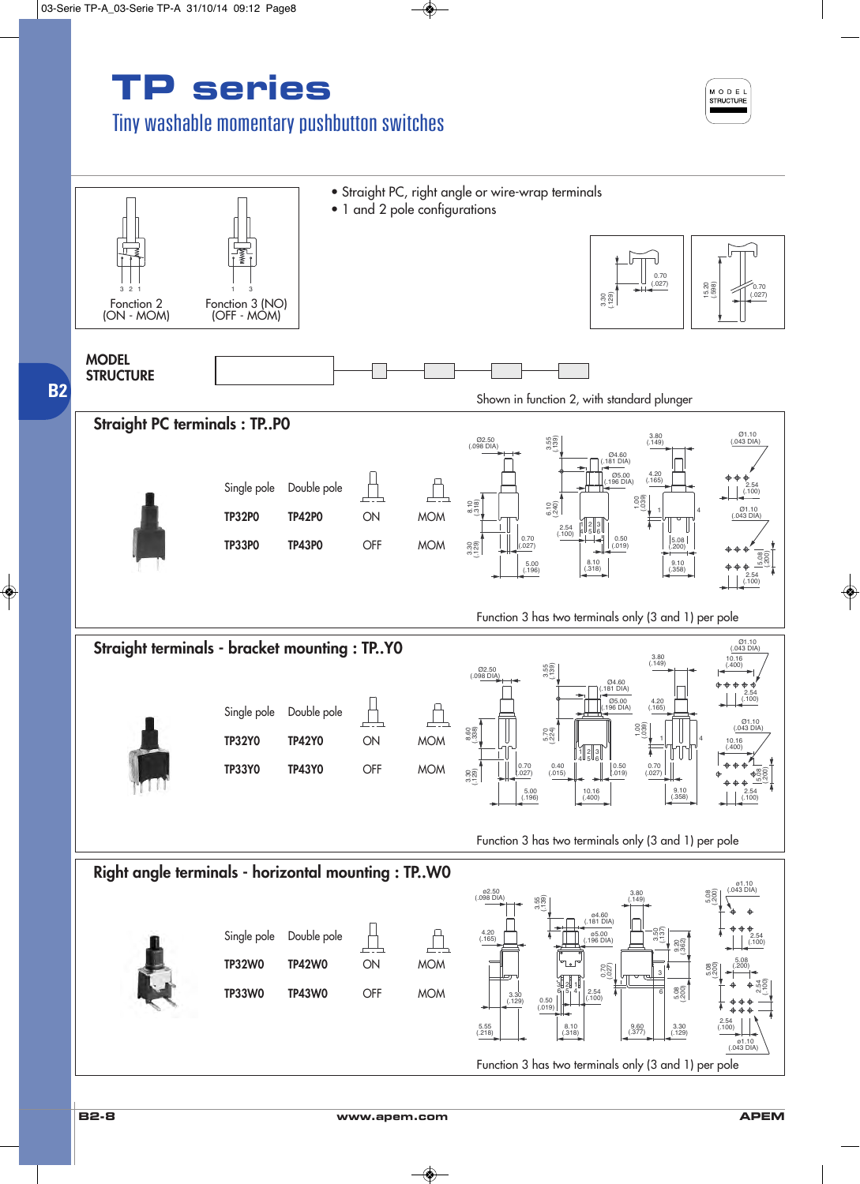# TP series

## Tiny washable momentary pushbutton switches

Fonction 2 (ON - MOM)

Fonction 3 (NO) (OFF - MOM)

- Straight PC, right angle or wire-wrap terminals
- 1 and 2 pole configurations

**MODEL STRUCTURE**

Shown in function 2, with standard plunger

### Straight PC terminals : TP..P0

| Single pole | Double pole | | |
|---|---|---|---|
| TP32P0 | TP42P0 | ON | MOM |
| TP33P0 | TP43P0 | OFF | MOM |

Function 3 has two terminals only (3 and 1) per pole

### Straight terminals - bracket mounting : TP..Y0

| Single pole | Double pole | | |
|---|---|---|---|
| TP32Y0 | TP42Y0 | ON | MOM |
| TP33Y0 | TP43Y0 | OFF | MOM |

Function 3 has two terminals only (3 and 1) per pole

### Right angle terminals - horizontal mounting : TP..W0

| Single pole | Double pole | | |
|---|---|---|---|
| TP32W0 | TP42W0 | ON | MOM |
| TP33W0 | TP43W0 | OFF | MOM |

Function 3 has two terminals only (3 and 1) per pole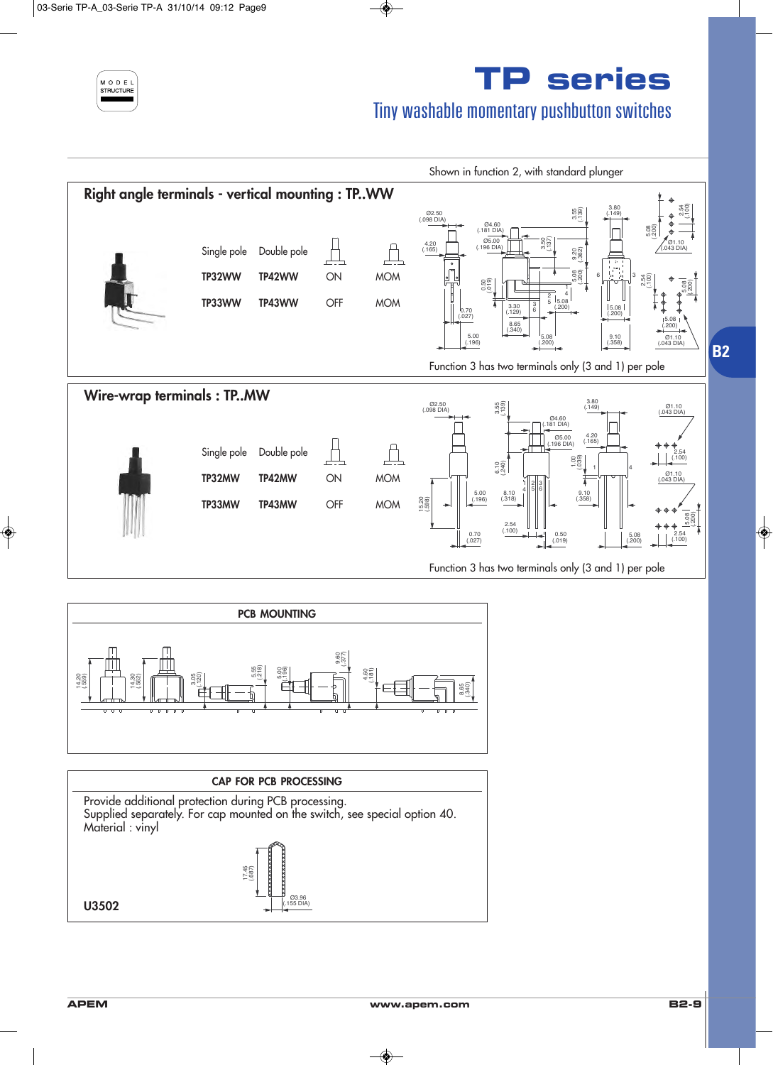# TP series

## Tiny washable momentary pushbutton switches

Shown in function 2, with standard plunger

## Right angle terminals - vertical mounting : TP..WW

| Single pole | Double pole | | |
|---|---|---|---|
| TP32WW | TP42WW | ON | MOM |
| TP33WW | TP43WW | OFF | MOM |

Function 3 has two terminals only (3 and 1) per pole

## Wire-wrap terminals : TP..MW

| Single pole | Double pole | | |
|---|---|---|---|
| TP32MW | TP42MW | ON | MOM |
| TP33MW | TP43MW | OFF | MOM |

Function 3 has two terminals only (3 and 1) per pole

## PCB MOUNTING

## CAP FOR PCB PROCESSING

Provide additional protection during PCB processing.
Supplied separately. For cap mounted on the switch, see special option 40.
Material : vinyl

**U3502**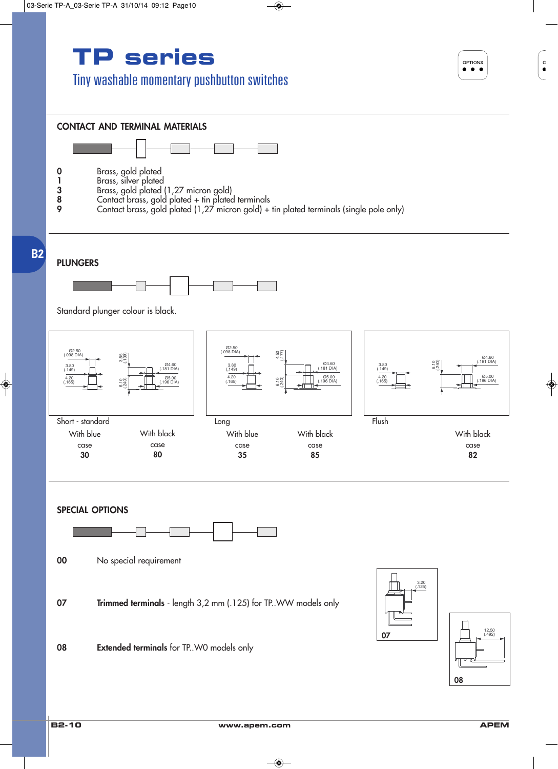# TP series

## Tiny washable momentary pushbutton switches

### CONTACT AND TERMINAL MATERIALS

| | |
|---|---|
| **0** | Brass, gold plated |
| **1** | Brass, silver plated |
| **3** | Brass, gold plated (1,27 micron gold) |
| **8** | Contact brass, gold plated + tin plated terminals |
| **9** | Contact brass, gold plated (1,27 micron gold) + tin plated terminals (single pole only) |

### PLUNGERS

Standard plunger colour is black.

| Short - standard | | Long | | Flush | |
|---|---|---|---|---|---|
| With blue case | With black case | With blue case | With black case | | With black case |
| **30** | **80** | **35** | **85** | | **82** |

### SPECIAL OPTIONS

**00** No special requirement

**07** **Trimmed terminals** - length 3,2 mm (.125) for TP..WW models only

**08** **Extended terminals** for TP..W0 models only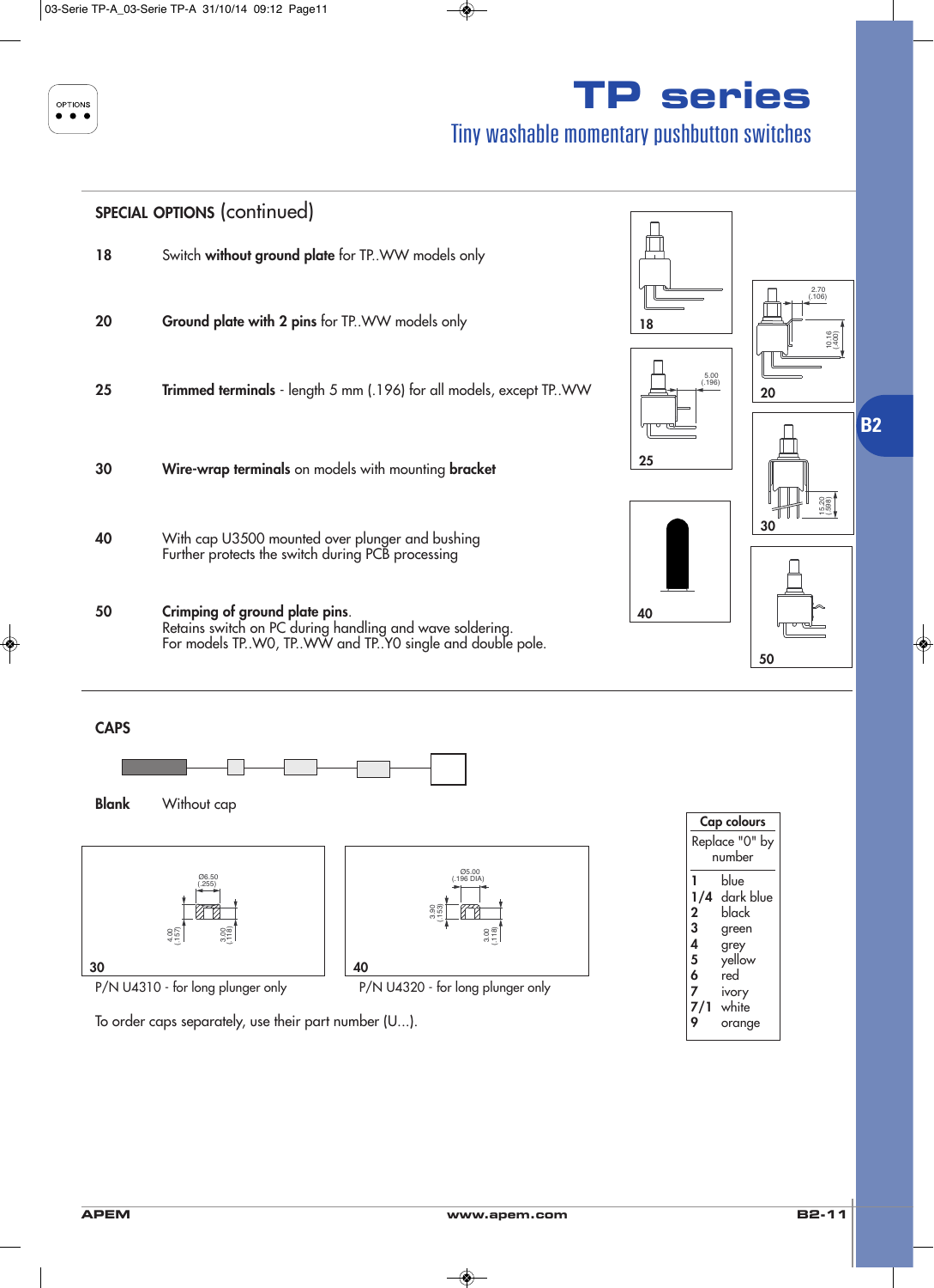# TP series

## Tiny washable momentary pushbutton switches

### SPECIAL OPTIONS (continued)

**18** Switch **without ground plate** for TP..WW models only

**20** **Ground plate with 2 pins** for TP..WW models only

**25** **Trimmed terminals** - length 5 mm (.196) for all models, except TP..WW

**30** **Wire-wrap terminals** on models with mounting **bracket**

**40** With cap U3500 mounted over plunger and bushing
Further protects the switch during PCB processing

**50** **Crimping of ground plate pins**.
Retains switch on PC during handling and wave soldering.
For models TP..W0, TP..WW and TP..Y0 single and double pole.

### CAPS

**Blank** Without cap

30 — P/N U4310 - for long plunger only

40 — P/N U4320 - for long plunger only

To order caps separately, use their part number (U...).

| Cap colours | |
|---|---|
| Replace "0" by number | |
| 1 | blue |
| 1/4 | dark blue |
| 2 | black |
| 3 | green |
| 4 | grey |
| 5 | yellow |
| 6 | red |
| 7 | ivory |
| 7/1 | white |
| 9 | orange |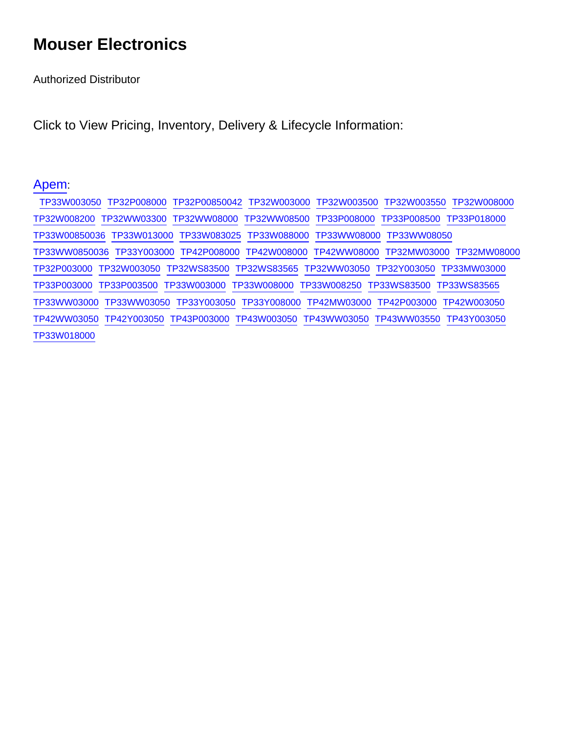# Mouser Electronics

Authorized Distributor

Click to View Pricing, Inventory, Delivery & Lifecycle Information:

Apem:

TP33W003050 TP32P008000 TP32P00850042 TP32W003000 TP32W003500 TP32W003550 TP32W008000 TP32W008200 TP32WW03300 TP32WW08000 TP32WW08500 TP33P008000 TP33P008500 TP33P018000 TP33W00850036 TP33W013000 TP33W083025 TP33W088000 TP33WW08000 TP33WW08050 TP33WW0850036 TP33Y003000 TP42P008000 TP42W008000 TP42WW08000 TP32MW03000 TP32MW08000 TP32P003000 TP32W003050 TP32WS83500 TP32WS83565 TP32WW03050 TP32Y003050 TP33MW03000 TP33P003000 TP33P003500 TP33W003000 TP33W008000 TP33W008250 TP33WS83500 TP33WS83565 TP33WW03000 TP33WW03050 TP33Y003050 TP33Y008000 TP42MW03000 TP42P003000 TP42W003050 TP42WW03050 TP42Y003050 TP43P003000 TP43W003050 TP43WW03050 TP43WW03550 TP43Y003050 TP33W018000